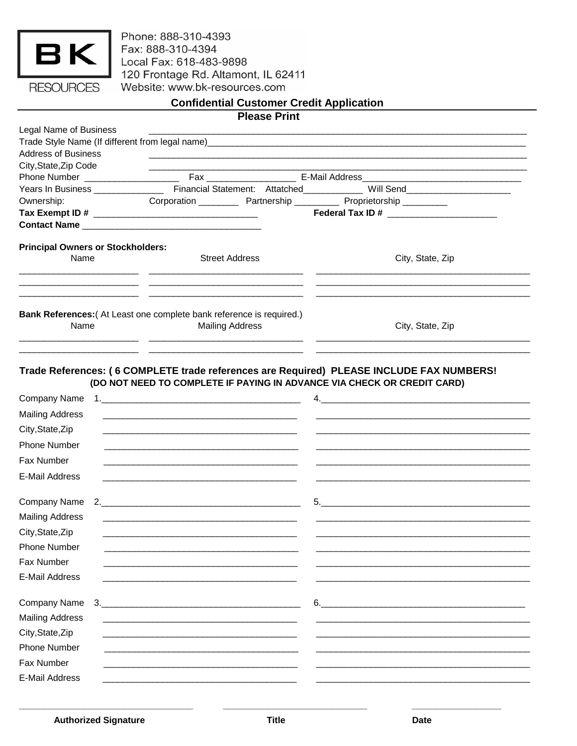BK RESOURCES

Phone: 888-310-4393
Fax: 888-310-4394
Local Fax: 618-483-9898
120 Frontage Rd. Altamont, IL 62411
Website: www.bk-resources.com

## Confidential Customer Credit Application

**Please Print**

Legal Name of Business ______________________________________________

Trade Style Name (If different from legal name)______________________________________________

Address of Business ______________________________________________

City,State,Zip Code ______________________________________________

Phone Number ___________________ Fax __________________ E-Mail Address________________________________

Years In Business ______________ Financial Statement: Attatched____________ Will Send_____________________

Ownership: Corporation ________ Partnership _________ Proprietorship _________

**Tax Exempt ID #** _________________________________ **Federal Tax ID #** ______________________

**Contact Name** ____________________________________

**Principal Owners or Stockholders:**

| Name | Street Address | City, State, Zip |
|---|---|---|
| | | |
| | | |
| | | |

**Bank References:**( At Least one complete bank reference is required.)

| Name | Mailing Address | City, State, Zip |
|---|---|---|
| | | |
| | | |

**Trade References: ( 6 COMPLETE trade references are Required) PLEASE INCLUDE FAX NUMBERS!**
**(DO NOT NEED TO COMPLETE IF PAYING IN ADVANCE VIA CHECK OR CREDIT CARD)**

| | | |
|---|---|---|
| Company Name | 1.________________________ | 4.________________________ |
| Mailing Address | | |
| City,State,Zip | | |
| Phone Number | | |
| Fax Number | | |
| E-Mail Address | | |
| Company Name | 2.________________________ | 5.________________________ |
| Mailing Address | | |
| City,State,Zip | | |
| Phone Number | | |
| Fax Number | | |
| E-Mail Address | | |
| Company Name | 3.________________________ | 6.________________________ |
| Mailing Address | | |
| City,State,Zip | | |
| Phone Number | | |
| Fax Number | | |
| E-Mail Address | | |

____________________________ ____________________________ __________________

**Authorized Signature** **Title** **Date**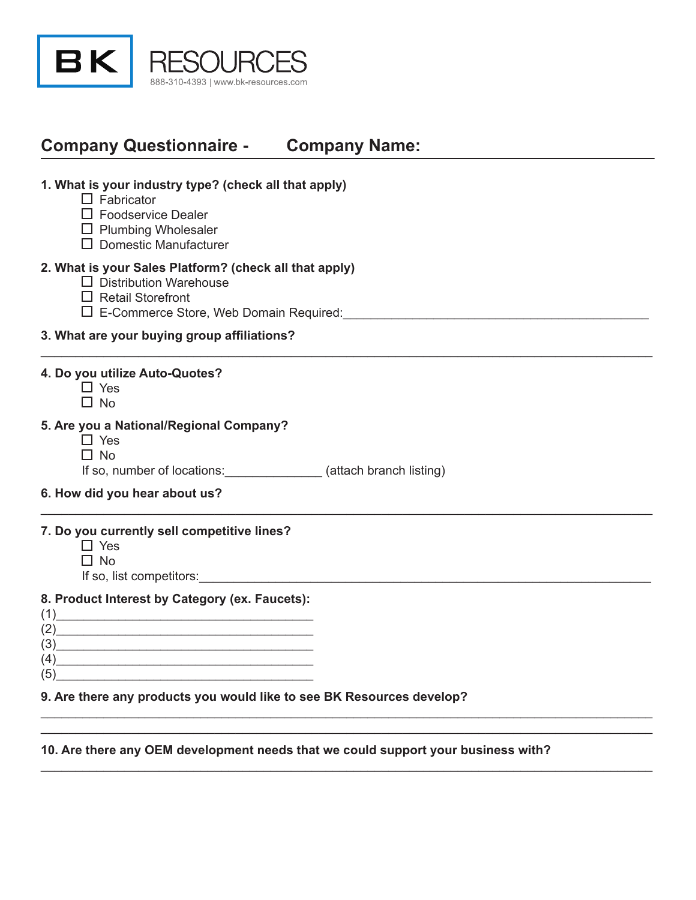BK RESOURCES
888-310-4393 | www.bk-resources.com

## Company Questionnaire - Company Name:

**1. What is your industry type? (check all that apply)**

- ☐ Fabricator
- ☐ Foodservice Dealer
- ☐ Plumbing Wholesaler
- ☐ Domestic Manufacturer

**2. What is your Sales Platform? (check all that apply)**

- ☐ Distribution Warehouse
- ☐ Retail Storefront
- ☐ E-Commerce Store, Web Domain Required:_______________________________________________

**3. What are your buying group affiliations?**

_______________________________________________________________________________________

**4. Do you utilize Auto-Quotes?**

- ☐ Yes
- ☐ No

**5. Are you a National/Regional Company?**

- ☐ Yes
- ☐ No

If so, number of locations:______________ (attach branch listing)

**6. How did you hear about us?**

_______________________________________________________________________________________

**7. Do you currently sell competitive lines?**

- ☐ Yes
- ☐ No

If so, list competitors:_________________________________________________________________

**8. Product Interest by Category (ex. Faucets):**

(1)_____________________________________

(2)_____________________________________

(3)_____________________________________

(4)_____________________________________

(5)_____________________________________

**9. Are there any products you would like to see BK Resources develop?**

_______________________________________________________________________________________

_______________________________________________________________________________________

**10. Are there any OEM development needs that we could support your business with?**

_______________________________________________________________________________________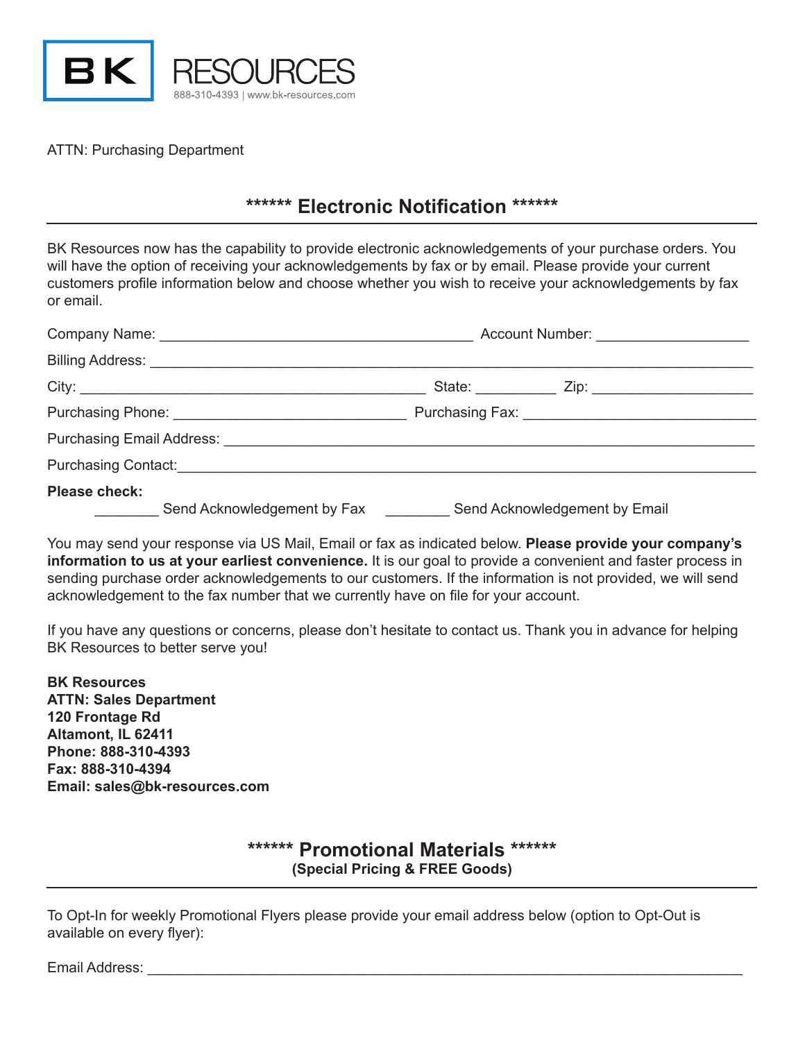**BK RESOURCES**

888-310-4393 | www.bk-resources.com

ATTN: Purchasing Department

## ****** Electronic Notification ******

BK Resources now has the capability to provide electronic acknowledgements of your purchase orders. You will have the option of receiving your acknowledgements by fax or by email. Please provide your current customers profile information below and choose whether you wish to receive your acknowledgements by fax or email.

Company Name: ________________________________________ Account Number: ___________________

Billing Address: _____________________________________________________________________________

City: ____________________________________________ State: __________ Zip: ____________________

Purchasing Phone: ______________________________ Purchasing Fax: ______________________________

Purchasing Email Address: ___________________________________________________________________

Purchasing Contact:__________________________________________________________________________

**Please check:**

________ Send Acknowledgement by Fax ________ Send Acknowledgement by Email

You may send your response via US Mail, Email or fax as indicated below. **Please provide your company's information to us at your earliest convenience.** It is our goal to provide a convenient and faster process in sending purchase order acknowledgements to our customers. If the information is not provided, we will send acknowledgement to the fax number that we currently have on file for your account.

If you have any questions or concerns, please don't hesitate to contact us. Thank you in advance for helping BK Resources to better serve you!

**BK Resources**
**ATTN: Sales Department**
**120 Frontage Rd**
**Altamont, IL 62411**
**Phone: 888-310-4393**
**Fax: 888-310-4394**
**Email: sales@bk-resources.com**

## ****** Promotional Materials ******

**(Special Pricing & FREE Goods)**

To Opt-In for weekly Promotional Flyers please provide your email address below (option to Opt-Out is available on every flyer):

Email Address: _____________________________________________________________________________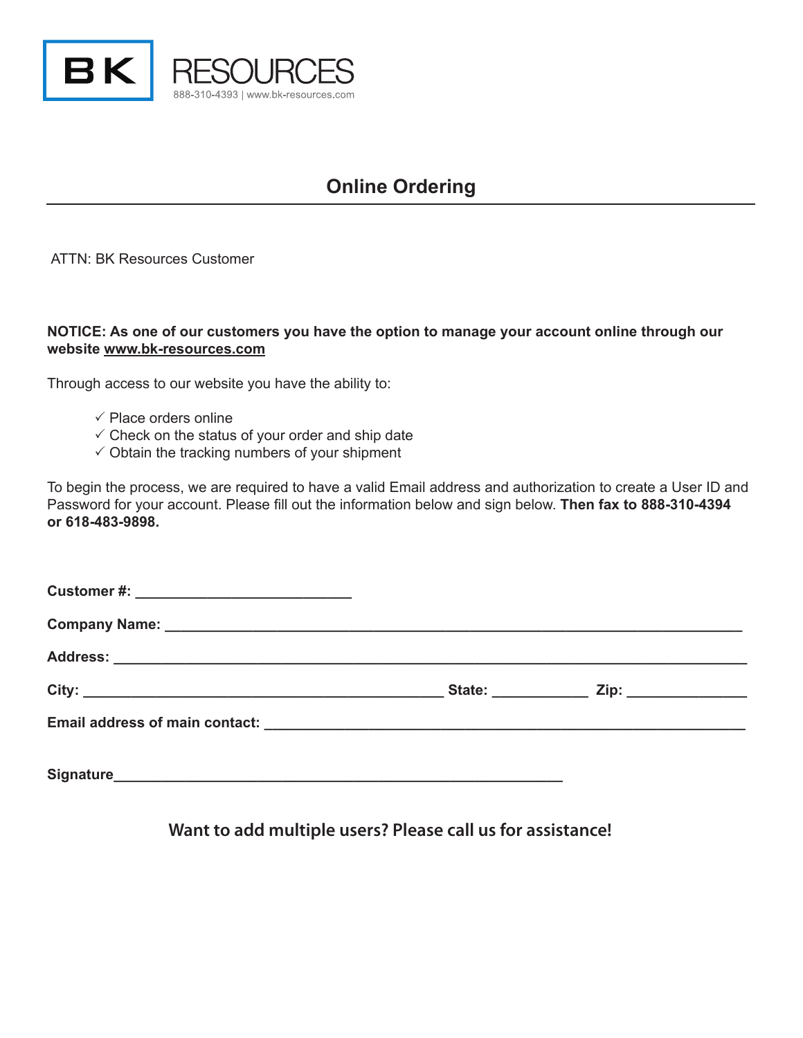BK RESOURCES

888-310-4393 | www.bk-resources.com

# Online Ordering

ATTN: BK Resources Customer

**NOTICE: As one of our customers you have the option to manage your account online through our website www.bk-resources.com**

Through access to our website you have the ability to:

- ✓ Place orders online
- ✓ Check on the status of your order and ship date
- ✓ Obtain the tracking numbers of your shipment

To begin the process, we are required to have a valid Email address and authorization to create a User ID and Password for your account. Please fill out the information below and sign below. **Then fax to 888-310-4394 or 618-483-9898.**

**Customer #:** ___________________________

**Company Name:** ___________________________________________________________________

**Address:** _______________________________________________________________________

**City:** _____________________________________________ **State:** ____________ **Zip:** _______________

**Email address of main contact:** ____________________________________________________

**Signature**_______________________________________________________

**Want to add multiple users? Please call us for assistance!**